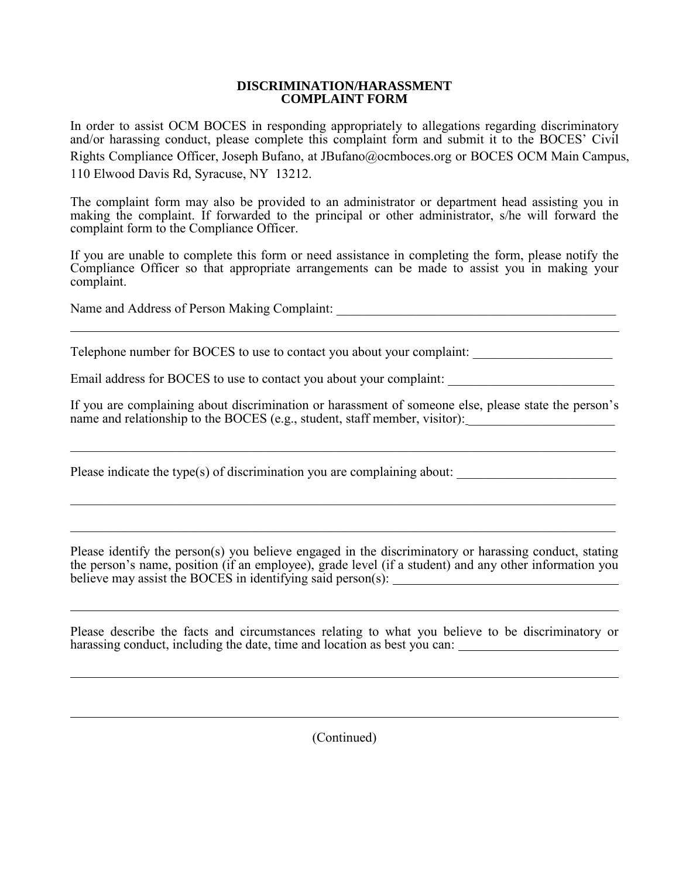# DISCRIMINATION/HARASSMENT COMPLAINT FORM

In order to assist OCM BOCES in responding appropriately to allegations regarding discriminatory and/or harassing conduct, please complete this complaint form and submit it to the BOCES' Civil Rights Compliance Officer, Joseph Bufano, at JBufano@ocmboces.org or BOCES OCM Main Campus, 110 Elwood Davis Rd, Syracuse, NY 13212.

The complaint form may also be provided to an administrator or department head assisting you in making the complaint. If forwarded to the principal or other administrator, s/he will forward the complaint form to the Compliance Officer.

If you are unable to complete this form or need assistance in completing the form, please notify the Compliance Officer so that appropriate arrangements can be made to assist you in making your complaint.

Name and Address of Person Making Complaint: ____________________________________________

_________________________________________________________________________________

Telephone number for BOCES to use to contact you about your complaint: _____________________

Email address for BOCES to use to contact you about your complaint: _________________________

If you are complaining about discrimination or harassment of someone else, please state the person's name and relationship to the BOCES (e.g., student, staff member, visitor):______________________

_________________________________________________________________________________

Please indicate the type(s) of discrimination you are complaining about: ________________________

_________________________________________________________________________________

_________________________________________________________________________________

Please identify the person(s) you believe engaged in the discriminatory or harassing conduct, stating the person's name, position (if an employee), grade level (if a student) and any other information you believe may assist the BOCES in identifying said person(s): __________________________________

_________________________________________________________________________________

Please describe the facts and circumstances relating to what you believe to be discriminatory or harassing conduct, including the date, time and location as best you can: ________________________

_________________________________________________________________________________

_________________________________________________________________________________

(Continued)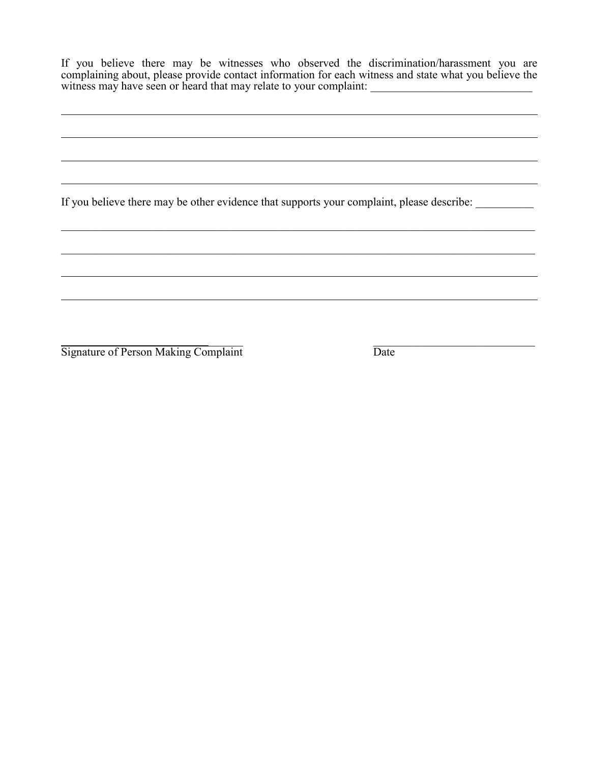If you believe there may be witnesses who observed the discrimination/harassment you are complaining about, please provide contact information for each witness and state what you believe the witness may have seen or heard that may relate to your complaint: ____________________________

_____________________________________________________________________________________

_____________________________________________________________________________________

_____________________________________________________________________________________

_____________________________________________________________________________________

If you believe there may be other evidence that supports your complaint, please describe: __________

_____________________________________________________________________________________

_____________________________________________________________________________________

_____________________________________________________________________________________

_____________________________________________________________________________________

______________________________ ______________________________

Signature of Person Making Complaint Date